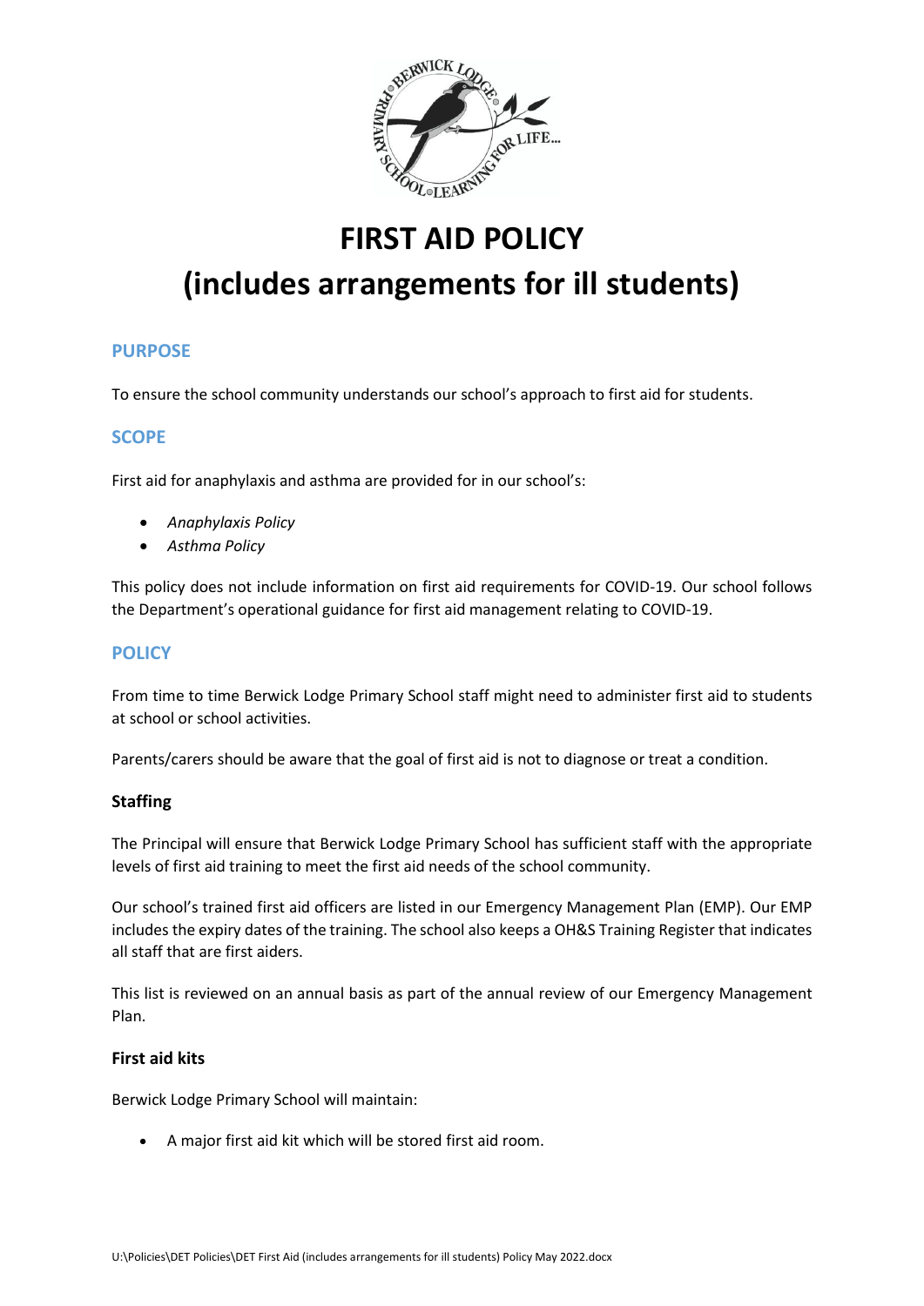# FIRST AID POLICY
# (includes arrangements for ill students)

## PURPOSE

To ensure the school community understands our school's approach to first aid for students.

## SCOPE

First aid for anaphylaxis and asthma are provided for in our school's:

- *Anaphylaxis Policy*
- *Asthma Policy*

This policy does not include information on first aid requirements for COVID-19. Our school follows the Department's operational guidance for first aid management relating to COVID-19.

## POLICY

From time to time Berwick Lodge Primary School staff might need to administer first aid to students at school or school activities.

Parents/carers should be aware that the goal of first aid is not to diagnose or treat a condition.

### Staffing

The Principal will ensure that Berwick Lodge Primary School has sufficient staff with the appropriate levels of first aid training to meet the first aid needs of the school community.

Our school's trained first aid officers are listed in our Emergency Management Plan (EMP). Our EMP includes the expiry dates of the training. The school also keeps a OH&S Training Register that indicates all staff that are first aiders.

This list is reviewed on an annual basis as part of the annual review of our Emergency Management Plan.

### First aid kits

Berwick Lodge Primary School will maintain:

- A major first aid kit which will be stored first aid room.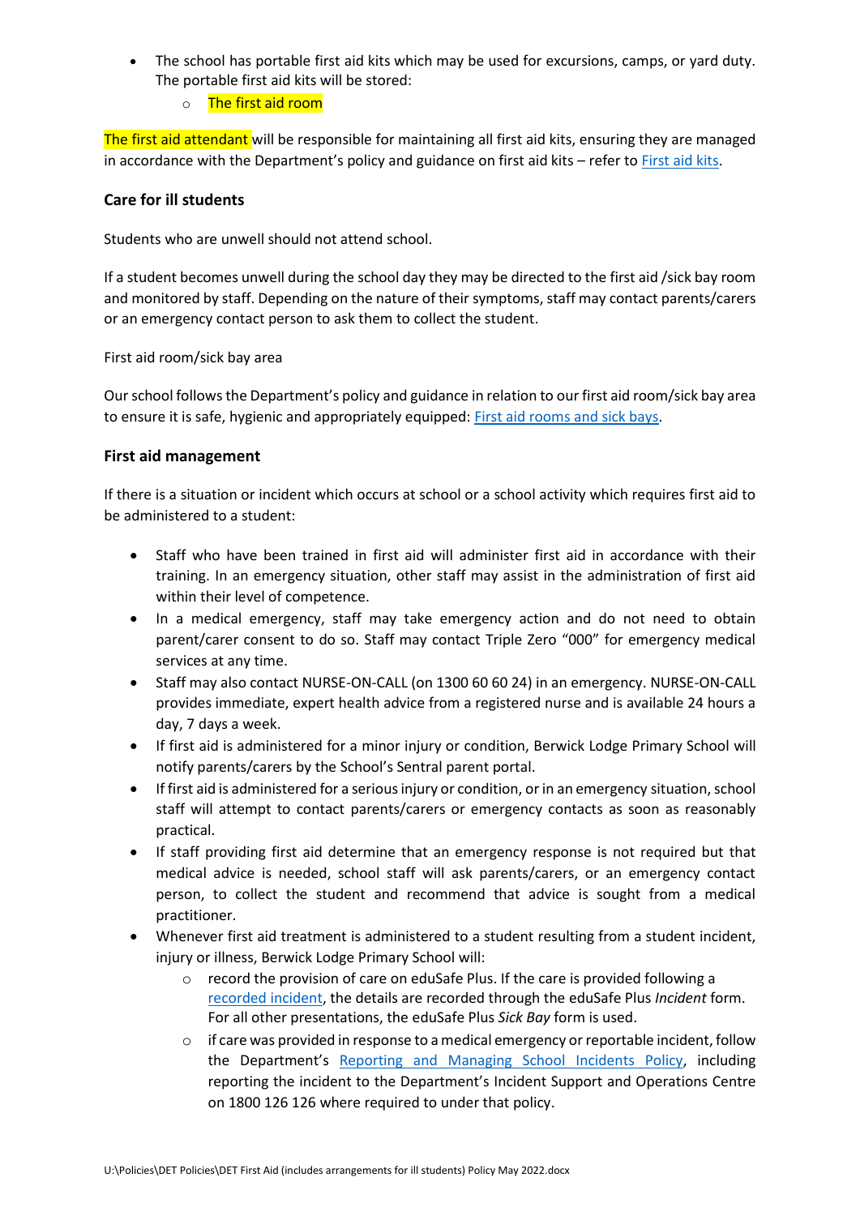- The school has portable first aid kits which may be used for excursions, camps, or yard duty. The portable first aid kits will be stored:
    - The first aid room

The first aid attendant will be responsible for maintaining all first aid kits, ensuring they are managed in accordance with the Department's policy and guidance on first aid kits – refer to [First aid kits](First aid kits).

### Care for ill students

Students who are unwell should not attend school.

If a student becomes unwell during the school day they may be directed to the first aid /sick bay room and monitored by staff. Depending on the nature of their symptoms, staff may contact parents/carers or an emergency contact person to ask them to collect the student.

First aid room/sick bay area

Our school follows the Department's policy and guidance in relation to our first aid room/sick bay area to ensure it is safe, hygienic and appropriately equipped: [First aid rooms and sick bays](First aid rooms and sick bays).

### First aid management

If there is a situation or incident which occurs at school or a school activity which requires first aid to be administered to a student:

- Staff who have been trained in first aid will administer first aid in accordance with their training. In an emergency situation, other staff may assist in the administration of first aid within their level of competence.
- In a medical emergency, staff may take emergency action and do not need to obtain parent/carer consent to do so. Staff may contact Triple Zero "000" for emergency medical services at any time.
- Staff may also contact NURSE-ON-CALL (on 1300 60 60 24) in an emergency. NURSE-ON-CALL provides immediate, expert health advice from a registered nurse and is available 24 hours a day, 7 days a week.
- If first aid is administered for a minor injury or condition, Berwick Lodge Primary School will notify parents/carers by the School's Sentral parent portal.
- If first aid is administered for a serious injury or condition, or in an emergency situation, school staff will attempt to contact parents/carers or emergency contacts as soon as reasonably practical.
- If staff providing first aid determine that an emergency response is not required but that medical advice is needed, school staff will ask parents/carers, or an emergency contact person, to collect the student and recommend that advice is sought from a medical practitioner.
- Whenever first aid treatment is administered to a student resulting from a student incident, injury or illness, Berwick Lodge Primary School will:
    - record the provision of care on eduSafe Plus. If the care is provided following a [recorded incident](recorded incident), the details are recorded through the eduSafe Plus *Incident* form. For all other presentations, the eduSafe Plus *Sick Bay* form is used.
    - if care was provided in response to a medical emergency or reportable incident, follow the Department's [Reporting and Managing School Incidents Policy](Reporting and Managing School Incidents Policy), including reporting the incident to the Department's Incident Support and Operations Centre on 1800 126 126 where required to under that policy.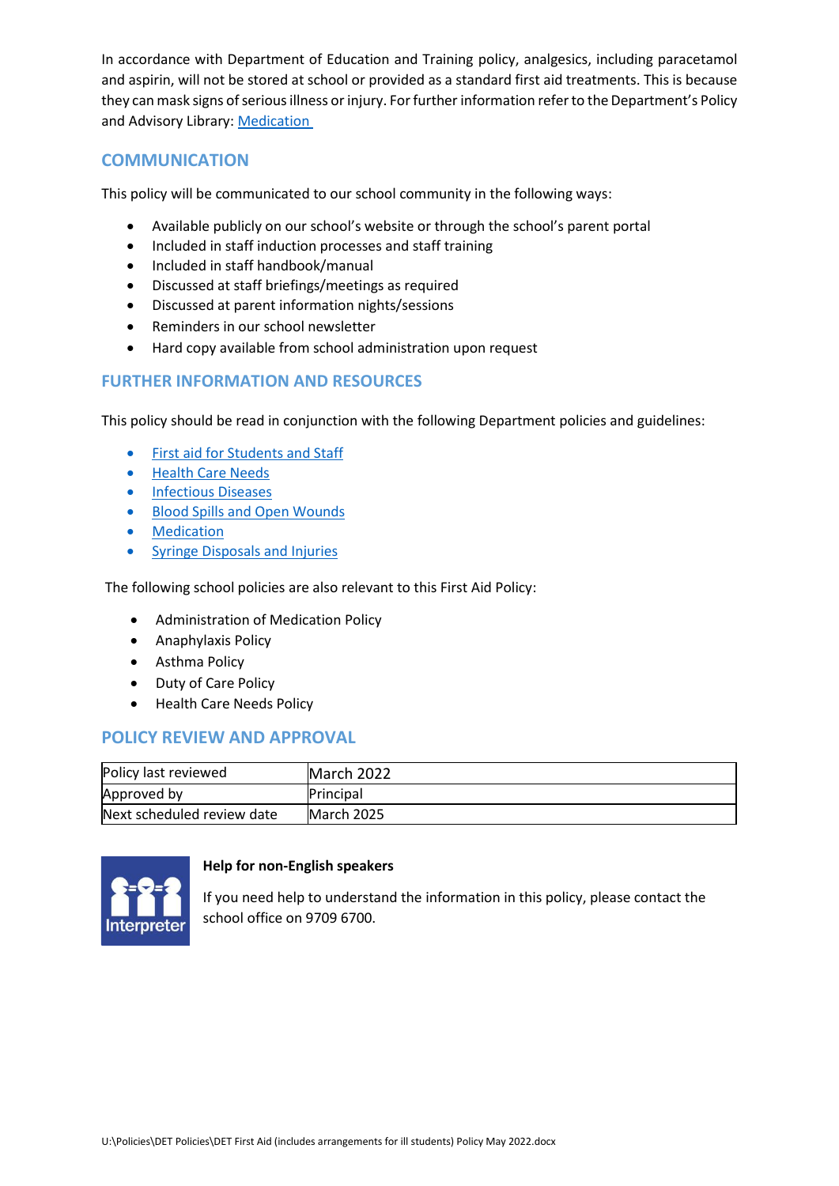In accordance with Department of Education and Training policy, analgesics, including paracetamol and aspirin, will not be stored at school or provided as a standard first aid treatments. This is because they can mask signs of serious illness or injury. For further information refer to the Department's Policy and Advisory Library: Medication

## COMMUNICATION

This policy will be communicated to our school community in the following ways:

- Available publicly on our school's website or through the school's parent portal
- Included in staff induction processes and staff training
- Included in staff handbook/manual
- Discussed at staff briefings/meetings as required
- Discussed at parent information nights/sessions
- Reminders in our school newsletter
- Hard copy available from school administration upon request

## FURTHER INFORMATION AND RESOURCES

This policy should be read in conjunction with the following Department policies and guidelines:

- First aid for Students and Staff
- Health Care Needs
- Infectious Diseases
- Blood Spills and Open Wounds
- Medication
- Syringe Disposals and Injuries

The following school policies are also relevant to this First Aid Policy:

- Administration of Medication Policy
- Anaphylaxis Policy
- Asthma Policy
- Duty of Care Policy
- Health Care Needs Policy

## POLICY REVIEW AND APPROVAL

| | |
|---|---|
| Policy last reviewed | March 2022 |
| Approved by | Principal |
| Next scheduled review date | March 2025 |

**Help for non-English speakers**

If you need help to understand the information in this policy, please contact the school office on 9709 6700.